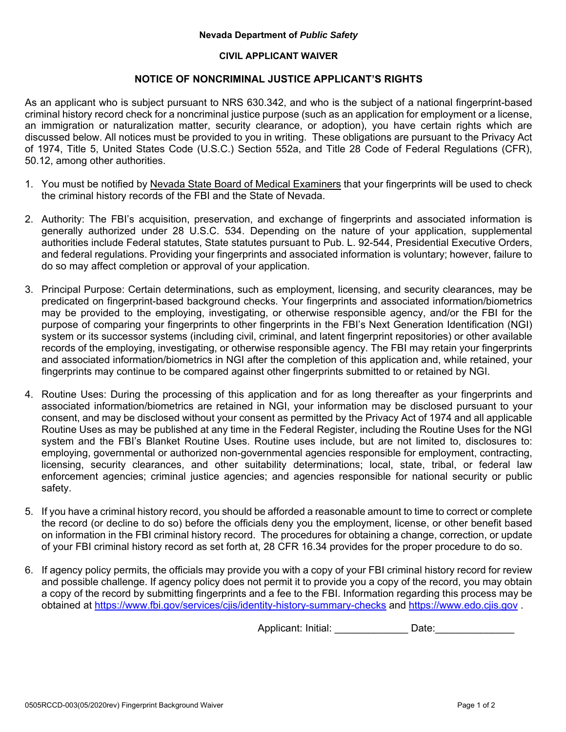**Nevada Department of *Public Safety***

**CIVIL APPLICANT WAIVER**

**NOTICE OF NONCRIMINAL JUSTICE APPLICANT'S RIGHTS**

As an applicant who is subject pursuant to NRS 630.342, and who is the subject of a national fingerprint-based criminal history record check for a noncriminal justice purpose (such as an application for employment or a license, an immigration or naturalization matter, security clearance, or adoption), you have certain rights which are discussed below. All notices must be provided to you in writing. These obligations are pursuant to the Privacy Act of 1974, Title 5, United States Code (U.S.C.) Section 552a, and Title 28 Code of Federal Regulations (CFR), 50.12, among other authorities.

1. You must be notified by Nevada State Board of Medical Examiners that your fingerprints will be used to check the criminal history records of the FBI and the State of Nevada.

2. Authority: The FBI's acquisition, preservation, and exchange of fingerprints and associated information is generally authorized under 28 U.S.C. 534. Depending on the nature of your application, supplemental authorities include Federal statutes, State statutes pursuant to Pub. L. 92-544, Presidential Executive Orders, and federal regulations. Providing your fingerprints and associated information is voluntary; however, failure to do so may affect completion or approval of your application.

3. Principal Purpose: Certain determinations, such as employment, licensing, and security clearances, may be predicated on fingerprint-based background checks. Your fingerprints and associated information/biometrics may be provided to the employing, investigating, or otherwise responsible agency, and/or the FBI for the purpose of comparing your fingerprints to other fingerprints in the FBI's Next Generation Identification (NGI) system or its successor systems (including civil, criminal, and latent fingerprint repositories) or other available records of the employing, investigating, or otherwise responsible agency. The FBI may retain your fingerprints and associated information/biometrics in NGI after the completion of this application and, while retained, your fingerprints may continue to be compared against other fingerprints submitted to or retained by NGI.

4. Routine Uses: During the processing of this application and for as long thereafter as your fingerprints and associated information/biometrics are retained in NGI, your information may be disclosed pursuant to your consent, and may be disclosed without your consent as permitted by the Privacy Act of 1974 and all applicable Routine Uses as may be published at any time in the Federal Register, including the Routine Uses for the NGI system and the FBI's Blanket Routine Uses. Routine uses include, but are not limited to, disclosures to: employing, governmental or authorized non-governmental agencies responsible for employment, contracting, licensing, security clearances, and other suitability determinations; local, state, tribal, or federal law enforcement agencies; criminal justice agencies; and agencies responsible for national security or public safety.

5. If you have a criminal history record, you should be afforded a reasonable amount to time to correct or complete the record (or decline to do so) before the officials deny you the employment, license, or other benefit based on information in the FBI criminal history record. The procedures for obtaining a change, correction, or update of your FBI criminal history record as set forth at, 28 CFR 16.34 provides for the proper procedure to do so.

6. If agency policy permits, the officials may provide you with a copy of your FBI criminal history record for review and possible challenge. If agency policy does not permit it to provide you a copy of the record, you may obtain a copy of the record by submitting fingerprints and a fee to the FBI. Information regarding this process may be obtained at https://www.fbi.gov/services/cjis/identity-history-summary-checks and https://www.edo.cjis.gov .

Applicant: Initial: _____________ Date:______________

0505RCCD-003(05/2020rev) Fingerprint Background Waiver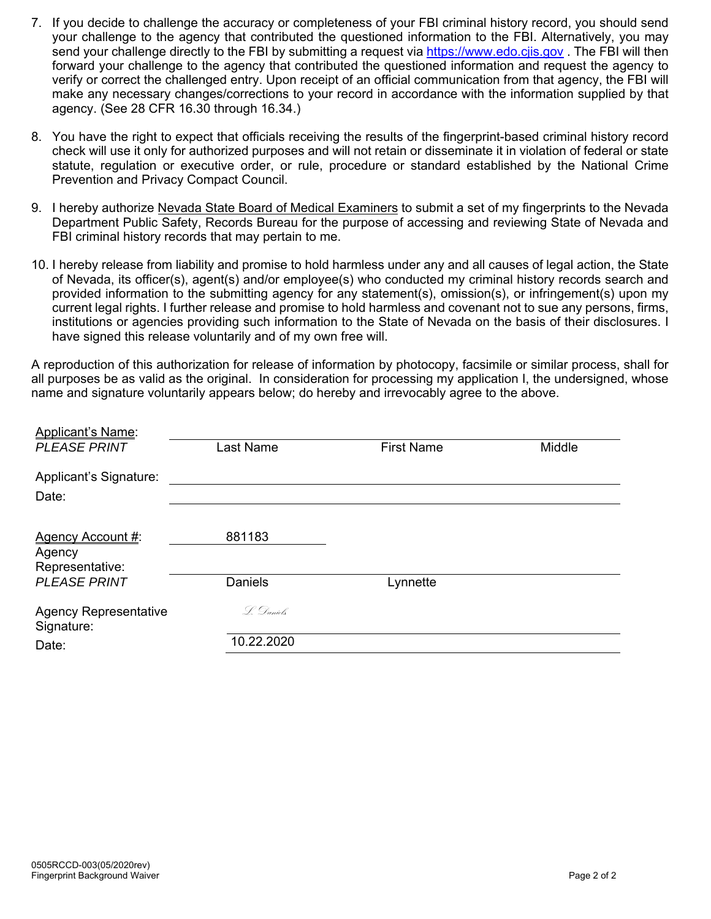7. If you decide to challenge the accuracy or completeness of your FBI criminal history record, you should send your challenge to the agency that contributed the questioned information to the FBI. Alternatively, you may send your challenge directly to the FBI by submitting a request via https://www.edo.cjis.gov . The FBI will then forward your challenge to the agency that contributed the questioned information and request the agency to verify or correct the challenged entry. Upon receipt of an official communication from that agency, the FBI will make any necessary changes/corrections to your record in accordance with the information supplied by that agency. (See 28 CFR 16.30 through 16.34.)

8. You have the right to expect that officials receiving the results of the fingerprint-based criminal history record check will use it only for authorized purposes and will not retain or disseminate it in violation of federal or state statute, regulation or executive order, or rule, procedure or standard established by the National Crime Prevention and Privacy Compact Council.

9. I hereby authorize Nevada State Board of Medical Examiners to submit a set of my fingerprints to the Nevada Department Public Safety, Records Bureau for the purpose of accessing and reviewing State of Nevada and FBI criminal history records that may pertain to me.

10. I hereby release from liability and promise to hold harmless under any and all causes of legal action, the State of Nevada, its officer(s), agent(s) and/or employee(s) who conducted my criminal history records search and provided information to the submitting agency for any statement(s), omission(s), or infringement(s) upon my current legal rights. I further release and promise to hold harmless and covenant not to sue any persons, firms, institutions or agencies providing such information to the State of Nevada on the basis of their disclosures. I have signed this release voluntarily and of my own free will.

A reproduction of this authorization for release of information by photocopy, facsimile or similar process, shall for all purposes be as valid as the original. In consideration for processing my application I, the undersigned, whose name and signature voluntarily appears below; do hereby and irrevocably agree to the above.

Applicant's Name: *PLEASE PRINT* ______________________
Last Name    First Name    Middle

Applicant's Signature: ______________________

Date: ______________________

Agency Account #: 881183

Agency Representative: *PLEASE PRINT*
Daniels    Lynnette

Agency Representative Signature: L. Daniels

Date: 10.22.2020

0505RCCD-003(05/2020rev)
Fingerprint Background Waiver